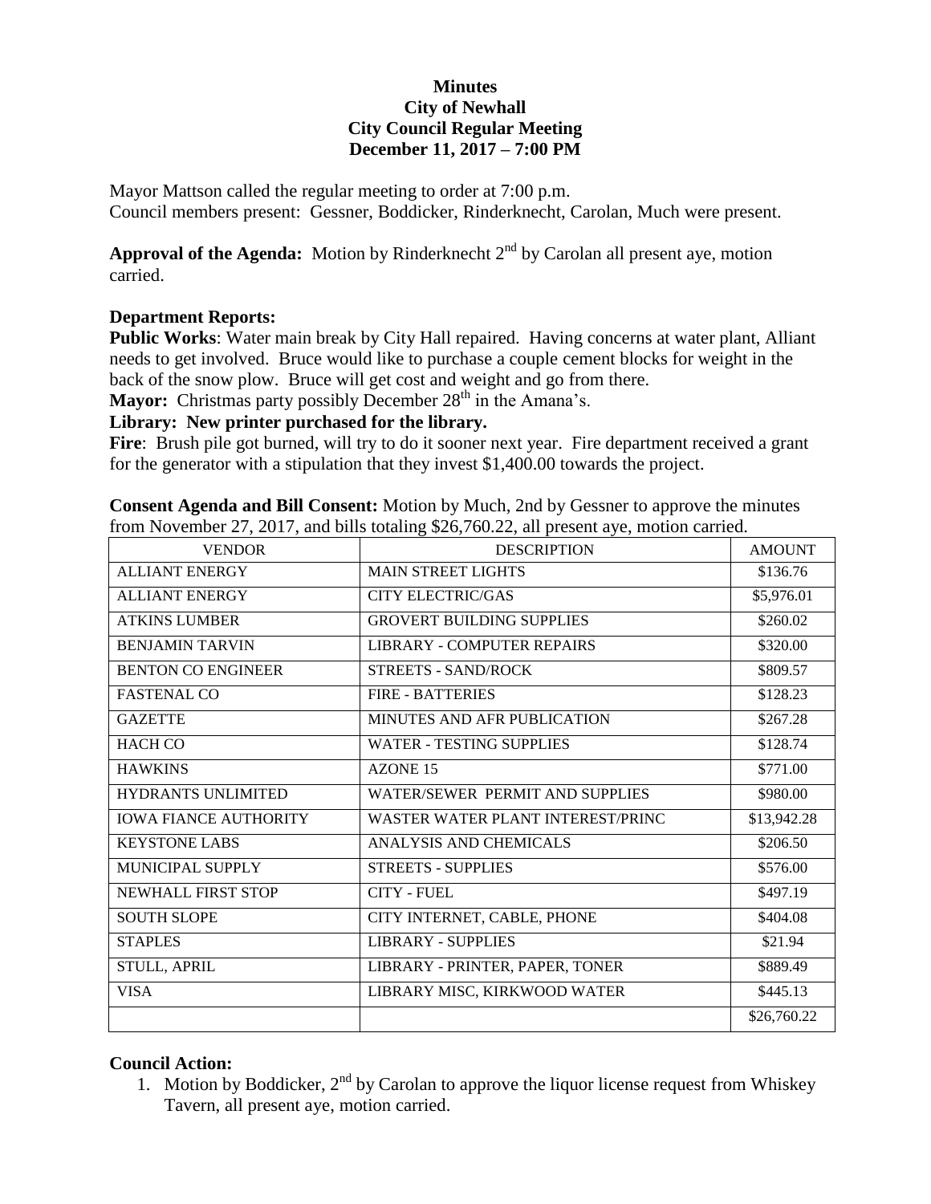**Minutes**
**City of Newhall**
**City Council Regular Meeting**
**December 11, 2017 – 7:00 PM**

Mayor Mattson called the regular meeting to order at 7:00 p.m.
Council members present: Gessner, Boddicker, Rinderknecht, Carolan, Much were present.

**Approval of the Agenda:** Motion by Rinderknecht 2nd by Carolan all present aye, motion carried.

**Department Reports:**

**Public Works**: Water main break by City Hall repaired. Having concerns at water plant, Alliant needs to get involved. Bruce would like to purchase a couple cement blocks for weight in the back of the snow plow. Bruce will get cost and weight and go from there.

**Mayor:** Christmas party possibly December 28th in the Amana's.

**Library: New printer purchased for the library.**

**Fire**: Brush pile got burned, will try to do it sooner next year. Fire department received a grant for the generator with a stipulation that they invest $1,400.00 towards the project.

**Consent Agenda and Bill Consent:** Motion by Much, 2nd by Gessner to approve the minutes from November 27, 2017, and bills totaling $26,760.22, all present aye, motion carried.

| VENDOR | DESCRIPTION | AMOUNT |
|---|---|---|
| ALLIANT ENERGY | MAIN STREET LIGHTS | $136.76 |
| ALLIANT ENERGY | CITY ELECTRIC/GAS | $5,976.01 |
| ATKINS LUMBER | GROVERT BUILDING SUPPLIES | $260.02 |
| BENJAMIN TARVIN | LIBRARY - COMPUTER REPAIRS | $320.00 |
| BENTON CO ENGINEER | STREETS - SAND/ROCK | $809.57 |
| FASTENAL CO | FIRE - BATTERIES | $128.23 |
| GAZETTE | MINUTES AND AFR PUBLICATION | $267.28 |
| HACH CO | WATER - TESTING SUPPLIES | $128.74 |
| HAWKINS | AZONE 15 | $771.00 |
| HYDRANTS UNLIMITED | WATER/SEWER PERMIT AND SUPPLIES | $980.00 |
| IOWA FIANCE AUTHORITY | WASTER WATER PLANT INTEREST/PRINC | $13,942.28 |
| KEYSTONE LABS | ANALYSIS AND CHEMICALS | $206.50 |
| MUNICIPAL SUPPLY | STREETS - SUPPLIES | $576.00 |
| NEWHALL FIRST STOP | CITY - FUEL | $497.19 |
| SOUTH SLOPE | CITY INTERNET, CABLE, PHONE | $404.08 |
| STAPLES | LIBRARY - SUPPLIES | $21.94 |
| STULL, APRIL | LIBRARY - PRINTER, PAPER, TONER | $889.49 |
| VISA | LIBRARY MISC, KIRKWOOD WATER | $445.13 |
| | | $26,760.22 |

**Council Action:**

1. Motion by Boddicker, 2nd by Carolan to approve the liquor license request from Whiskey Tavern, all present aye, motion carried.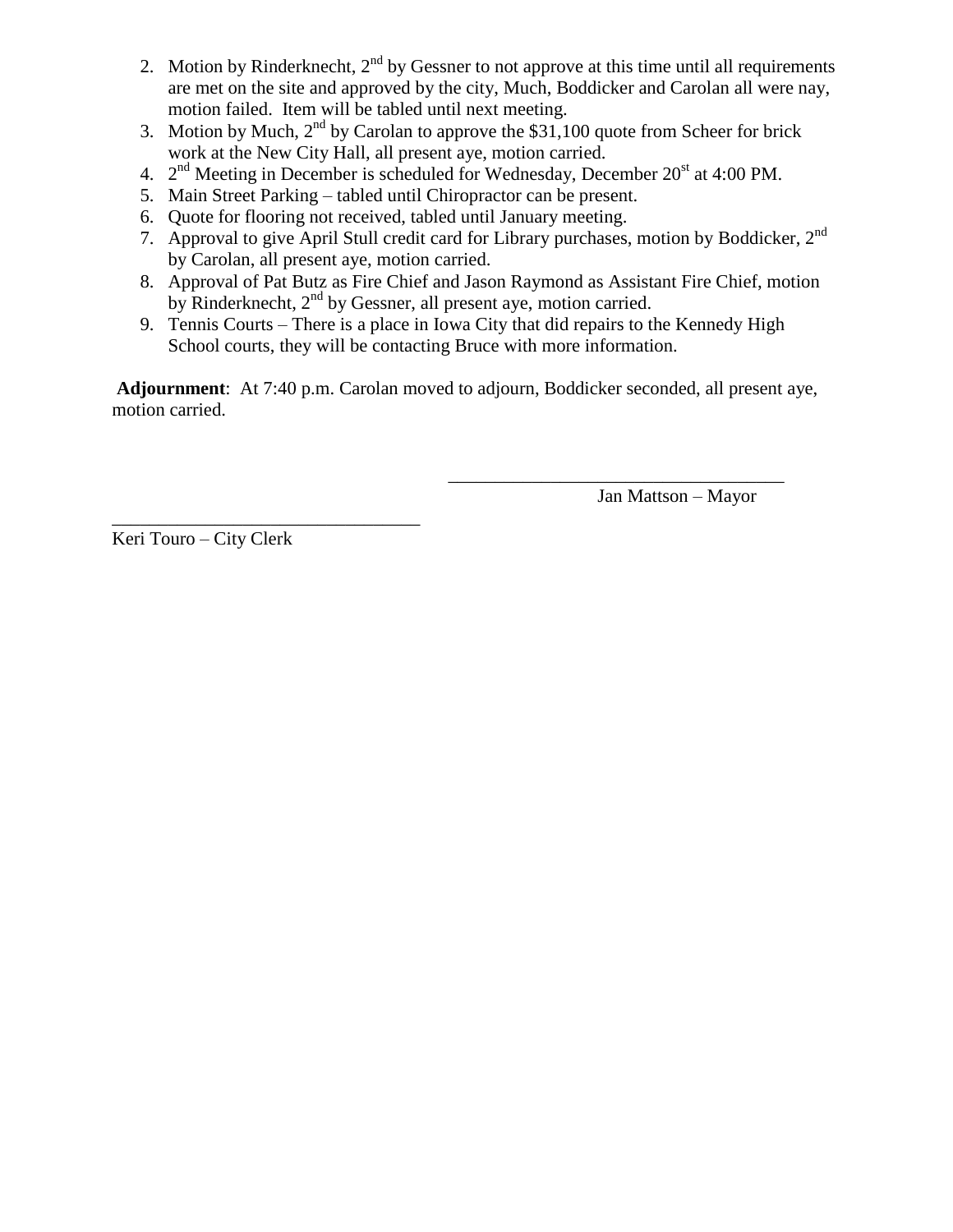2. Motion by Rinderknecht, 2nd by Gessner to not approve at this time until all requirements are met on the site and approved by the city, Much, Boddicker and Carolan all were nay, motion failed. Item will be tabled until next meeting.
3. Motion by Much, 2nd by Carolan to approve the $31,100 quote from Scheer for brick work at the New City Hall, all present aye, motion carried.
4. 2nd Meeting in December is scheduled for Wednesday, December 20st at 4:00 PM.
5. Main Street Parking – tabled until Chiropractor can be present.
6. Quote for flooring not received, tabled until January meeting.
7. Approval to give April Stull credit card for Library purchases, motion by Boddicker, 2nd by Carolan, all present aye, motion carried.
8. Approval of Pat Butz as Fire Chief and Jason Raymond as Assistant Fire Chief, motion by Rinderknecht, 2nd by Gessner, all present aye, motion carried.
9. Tennis Courts – There is a place in Iowa City that did repairs to the Kennedy High School courts, they will be contacting Bruce with more information.

**Adjournment**: At 7:40 p.m. Carolan moved to adjourn, Boddicker seconded, all present aye, motion carried.

\_\_\_\_\_\_\_\_\_\_\_\_\_\_\_\_\_\_\_\_\_\_\_\_\_\_\_\_\_\_\_\_\_\_\_\_

Jan Mattson – Mayor

\_\_\_\_\_\_\_\_\_\_\_\_\_\_\_\_\_\_\_\_\_\_\_\_\_\_\_\_\_\_\_\_\_

Keri Touro – City Clerk